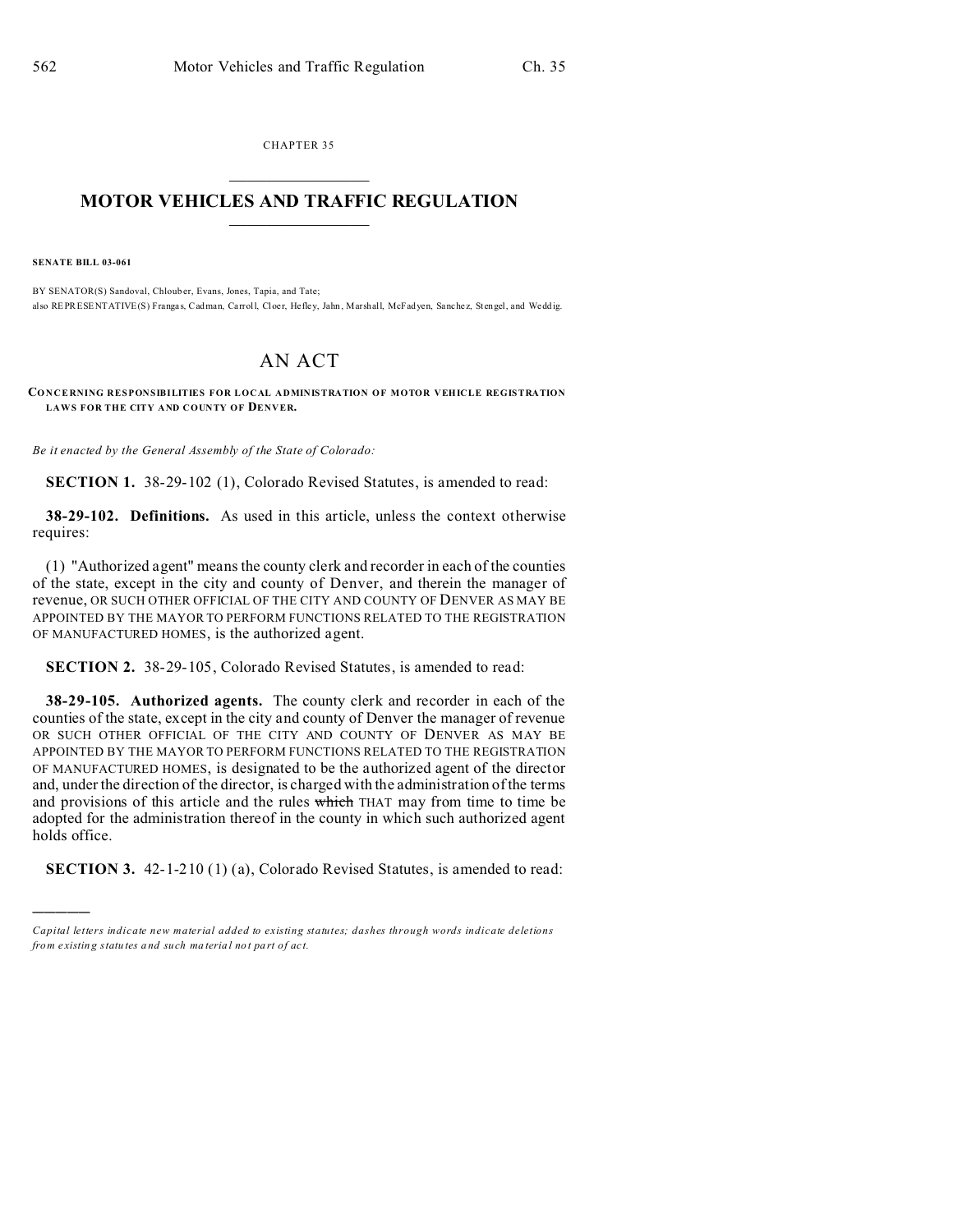CHAPTER 35

# MOTOR VEHICLES AND TRAFFIC REGULATION

**SENATE BILL 03-061**

BY SENATOR(S) Sandoval, Chlouber, Evans, Jones, Tapia, and Tate;
also REPRESENTATIVE(S) Frangas, Cadman, Carroll, Cloer, Hefley, Jahn, Marshall, McFadyen, Sanchez, Stengel, and Weddig.

## AN ACT

**CONCERNING RESPONSIBILITIES FOR LOCAL ADMINISTRATION OF MOTOR VEHICLE REGISTRATION LAWS FOR THE CITY AND COUNTY OF DENVER.**

*Be it enacted by the General Assembly of the State of Colorado:*

**SECTION 1.** 38-29-102 (1), Colorado Revised Statutes, is amended to read:

**38-29-102. Definitions.** As used in this article, unless the context otherwise requires:

(1) "Authorized agent" means the county clerk and recorder in each of the counties of the state, except in the city and county of Denver, and therein the manager of revenue, OR SUCH OTHER OFFICIAL OF THE CITY AND COUNTY OF DENVER AS MAY BE APPOINTED BY THE MAYOR TO PERFORM FUNCTIONS RELATED TO THE REGISTRATION OF MANUFACTURED HOMES, is the authorized agent.

**SECTION 2.** 38-29-105, Colorado Revised Statutes, is amended to read:

**38-29-105. Authorized agents.** The county clerk and recorder in each of the counties of the state, except in the city and county of Denver the manager of revenue OR SUCH OTHER OFFICIAL OF THE CITY AND COUNTY OF DENVER AS MAY BE APPOINTED BY THE MAYOR TO PERFORM FUNCTIONS RELATED TO THE REGISTRATION OF MANUFACTURED HOMES, is designated to be the authorized agent of the director and, under the direction of the director, is charged with the administration of the terms and provisions of this article and the rules ~~which~~ THAT may from time to time be adopted for the administration thereof in the county in which such authorized agent holds office.

**SECTION 3.** 42-1-210 (1) (a), Colorado Revised Statutes, is amended to read:

---

*Capital letters indicate new material added to existing statutes; dashes through words indicate deletions from existing statutes and such material not part of act.*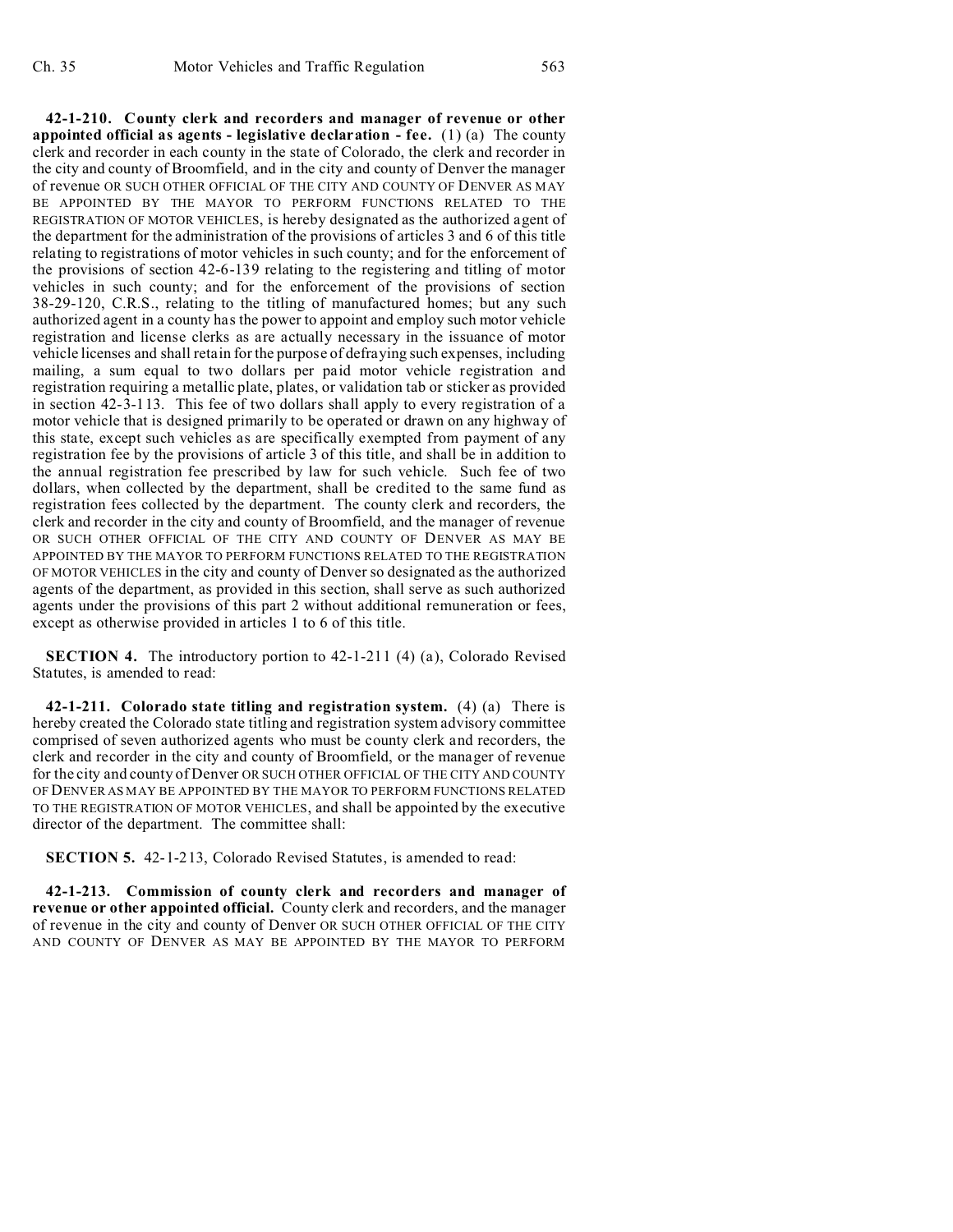**42-1-210. County clerk and recorders and manager of revenue or other appointed official as agents - legislative declaration - fee.** (1) (a) The county clerk and recorder in each county in the state of Colorado, the clerk and recorder in the city and county of Broomfield, and in the city and county of Denver the manager of revenue OR SUCH OTHER OFFICIAL OF THE CITY AND COUNTY OF DENVER AS MAY BE APPOINTED BY THE MAYOR TO PERFORM FUNCTIONS RELATED TO THE REGISTRATION OF MOTOR VEHICLES, is hereby designated as the authorized agent of the department for the administration of the provisions of articles 3 and 6 of this title relating to registrations of motor vehicles in such county; and for the enforcement of the provisions of section 42-6-139 relating to the registering and titling of motor vehicles in such county; and for the enforcement of the provisions of section 38-29-120, C.R.S., relating to the titling of manufactured homes; but any such authorized agent in a county has the power to appoint and employ such motor vehicle registration and license clerks as are actually necessary in the issuance of motor vehicle licenses and shall retain for the purpose of defraying such expenses, including mailing, a sum equal to two dollars per paid motor vehicle registration and registration requiring a metallic plate, plates, or validation tab or sticker as provided in section 42-3-113. This fee of two dollars shall apply to every registration of a motor vehicle that is designed primarily to be operated or drawn on any highway of this state, except such vehicles as are specifically exempted from payment of any registration fee by the provisions of article 3 of this title, and shall be in addition to the annual registration fee prescribed by law for such vehicle. Such fee of two dollars, when collected by the department, shall be credited to the same fund as registration fees collected by the department. The county clerk and recorders, the clerk and recorder in the city and county of Broomfield, and the manager of revenue OR SUCH OTHER OFFICIAL OF THE CITY AND COUNTY OF DENVER AS MAY BE APPOINTED BY THE MAYOR TO PERFORM FUNCTIONS RELATED TO THE REGISTRATION OF MOTOR VEHICLES in the city and county of Denver so designated as the authorized agents of the department, as provided in this section, shall serve as such authorized agents under the provisions of this part 2 without additional remuneration or fees, except as otherwise provided in articles 1 to 6 of this title.

**SECTION 4.** The introductory portion to 42-1-211 (4) (a), Colorado Revised Statutes, is amended to read:

**42-1-211. Colorado state titling and registration system.** (4) (a) There is hereby created the Colorado state titling and registration system advisory committee comprised of seven authorized agents who must be county clerk and recorders, the clerk and recorder in the city and county of Broomfield, or the manager of revenue for the city and county of Denver OR SUCH OTHER OFFICIAL OF THE CITY AND COUNTY OF DENVER AS MAY BE APPOINTED BY THE MAYOR TO PERFORM FUNCTIONS RELATED TO THE REGISTRATION OF MOTOR VEHICLES, and shall be appointed by the executive director of the department. The committee shall:

**SECTION 5.** 42-1-213, Colorado Revised Statutes, is amended to read:

**42-1-213. Commission of county clerk and recorders and manager of revenue or other appointed official.** County clerk and recorders, and the manager of revenue in the city and county of Denver OR SUCH OTHER OFFICIAL OF THE CITY AND COUNTY OF DENVER AS MAY BE APPOINTED BY THE MAYOR TO PERFORM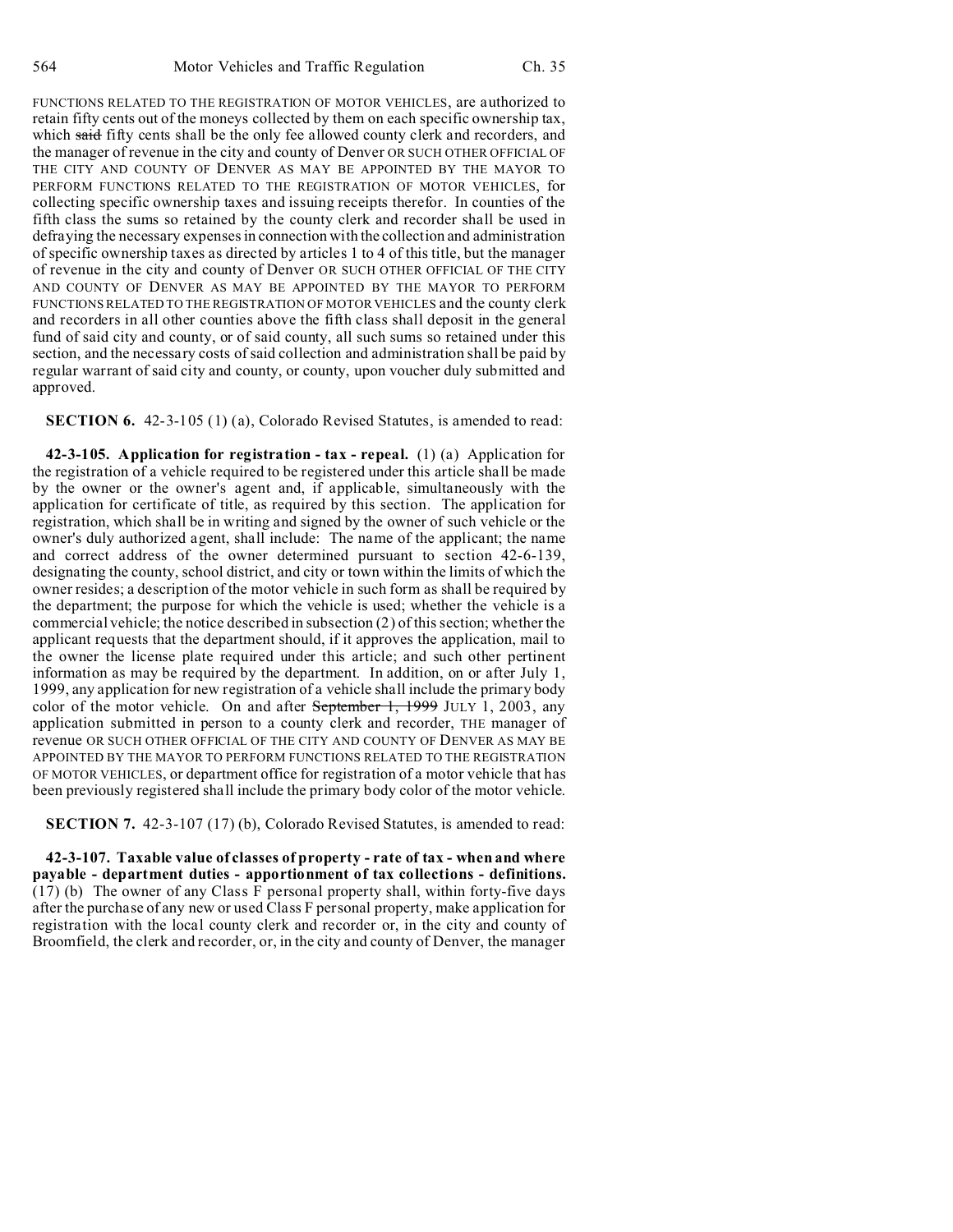FUNCTIONS RELATED TO THE REGISTRATION OF MOTOR VEHICLES, are authorized to retain fifty cents out of the moneys collected by them on each specific ownership tax, which ~~said~~ fifty cents shall be the only fee allowed county clerk and recorders, and the manager of revenue in the city and county of Denver OR SUCH OTHER OFFICIAL OF THE CITY AND COUNTY OF DENVER AS MAY BE APPOINTED BY THE MAYOR TO PERFORM FUNCTIONS RELATED TO THE REGISTRATION OF MOTOR VEHICLES, for collecting specific ownership taxes and issuing receipts therefor. In counties of the fifth class the sums so retained by the county clerk and recorder shall be used in defraying the necessary expenses in connection with the collection and administration of specific ownership taxes as directed by articles 1 to 4 of this title, but the manager of revenue in the city and county of Denver OR SUCH OTHER OFFICIAL OF THE CITY AND COUNTY OF DENVER AS MAY BE APPOINTED BY THE MAYOR TO PERFORM FUNCTIONS RELATED TO THE REGISTRATION OF MOTOR VEHICLES and the county clerk and recorders in all other counties above the fifth class shall deposit in the general fund of said city and county, or of said county, all such sums so retained under this section, and the necessary costs of said collection and administration shall be paid by regular warrant of said city and county, or county, upon voucher duly submitted and approved.

**SECTION 6.** 42-3-105 (1) (a), Colorado Revised Statutes, is amended to read:

**42-3-105. Application for registration - tax - repeal.** (1) (a) Application for the registration of a vehicle required to be registered under this article shall be made by the owner or the owner's agent and, if applicable, simultaneously with the application for certificate of title, as required by this section. The application for registration, which shall be in writing and signed by the owner of such vehicle or the owner's duly authorized agent, shall include: The name of the applicant; the name and correct address of the owner determined pursuant to section 42-6-139, designating the county, school district, and city or town within the limits of which the owner resides; a description of the motor vehicle in such form as shall be required by the department; the purpose for which the vehicle is used; whether the vehicle is a commercial vehicle; the notice described in subsection (2) of this section; whether the applicant requests that the department should, if it approves the application, mail to the owner the license plate required under this article; and such other pertinent information as may be required by the department. In addition, on or after July 1, 1999, any application for new registration of a vehicle shall include the primary body color of the motor vehicle. On and after ~~September 1, 1999~~ JULY 1, 2003, any application submitted in person to a county clerk and recorder, THE manager of revenue OR SUCH OTHER OFFICIAL OF THE CITY AND COUNTY OF DENVER AS MAY BE APPOINTED BY THE MAYOR TO PERFORM FUNCTIONS RELATED TO THE REGISTRATION OF MOTOR VEHICLES, or department office for registration of a motor vehicle that has been previously registered shall include the primary body color of the motor vehicle.

**SECTION 7.** 42-3-107 (17) (b), Colorado Revised Statutes, is amended to read:

**42-3-107. Taxable value of classes of property - rate of tax - when and where payable - department duties - apportionment of tax collections - definitions.** (17) (b) The owner of any Class F personal property shall, within forty-five days after the purchase of any new or used Class F personal property, make application for registration with the local county clerk and recorder or, in the city and county of Broomfield, the clerk and recorder, or, in the city and county of Denver, the manager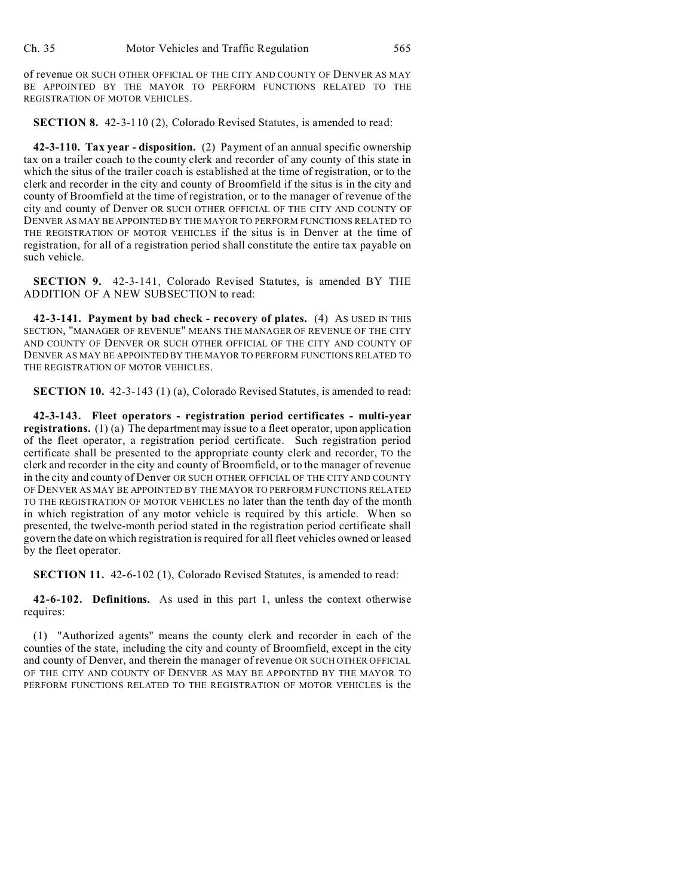of revenue OR SUCH OTHER OFFICIAL OF THE CITY AND COUNTY OF DENVER AS MAY BE APPOINTED BY THE MAYOR TO PERFORM FUNCTIONS RELATED TO THE REGISTRATION OF MOTOR VEHICLES.

**SECTION 8.** 42-3-110 (2), Colorado Revised Statutes, is amended to read:

**42-3-110. Tax year - disposition.** (2) Payment of an annual specific ownership tax on a trailer coach to the county clerk and recorder of any county of this state in which the situs of the trailer coach is established at the time of registration, or to the clerk and recorder in the city and county of Broomfield if the situs is in the city and county of Broomfield at the time of registration, or to the manager of revenue of the city and county of Denver OR SUCH OTHER OFFICIAL OF THE CITY AND COUNTY OF DENVER AS MAY BE APPOINTED BY THE MAYOR TO PERFORM FUNCTIONS RELATED TO THE REGISTRATION OF MOTOR VEHICLES if the situs is in Denver at the time of registration, for all of a registration period shall constitute the entire tax payable on such vehicle.

**SECTION 9.** 42-3-141, Colorado Revised Statutes, is amended BY THE ADDITION OF A NEW SUBSECTION to read:

**42-3-141. Payment by bad check - recovery of plates.** (4) AS USED IN THIS SECTION, "MANAGER OF REVENUE" MEANS THE MANAGER OF REVENUE OF THE CITY AND COUNTY OF DENVER OR SUCH OTHER OFFICIAL OF THE CITY AND COUNTY OF DENVER AS MAY BE APPOINTED BY THE MAYOR TO PERFORM FUNCTIONS RELATED TO THE REGISTRATION OF MOTOR VEHICLES.

**SECTION 10.** 42-3-143 (1) (a), Colorado Revised Statutes, is amended to read:

**42-3-143. Fleet operators - registration period certificates - multi-year registrations.** (1) (a) The department may issue to a fleet operator, upon application of the fleet operator, a registration period certificate. Such registration period certificate shall be presented to the appropriate county clerk and recorder, TO the clerk and recorder in the city and county of Broomfield, or to the manager of revenue in the city and county of Denver OR SUCH OTHER OFFICIAL OF THE CITY AND COUNTY OF DENVER AS MAY BE APPOINTED BY THE MAYOR TO PERFORM FUNCTIONS RELATED TO THE REGISTRATION OF MOTOR VEHICLES no later than the tenth day of the month in which registration of any motor vehicle is required by this article. When so presented, the twelve-month period stated in the registration period certificate shall govern the date on which registration is required for all fleet vehicles owned or leased by the fleet operator.

**SECTION 11.** 42-6-102 (1), Colorado Revised Statutes, is amended to read:

**42-6-102. Definitions.** As used in this part 1, unless the context otherwise requires:

(1) "Authorized agents" means the county clerk and recorder in each of the counties of the state, including the city and county of Broomfield, except in the city and county of Denver, and therein the manager of revenue OR SUCH OTHER OFFICIAL OF THE CITY AND COUNTY OF DENVER AS MAY BE APPOINTED BY THE MAYOR TO PERFORM FUNCTIONS RELATED TO THE REGISTRATION OF MOTOR VEHICLES is the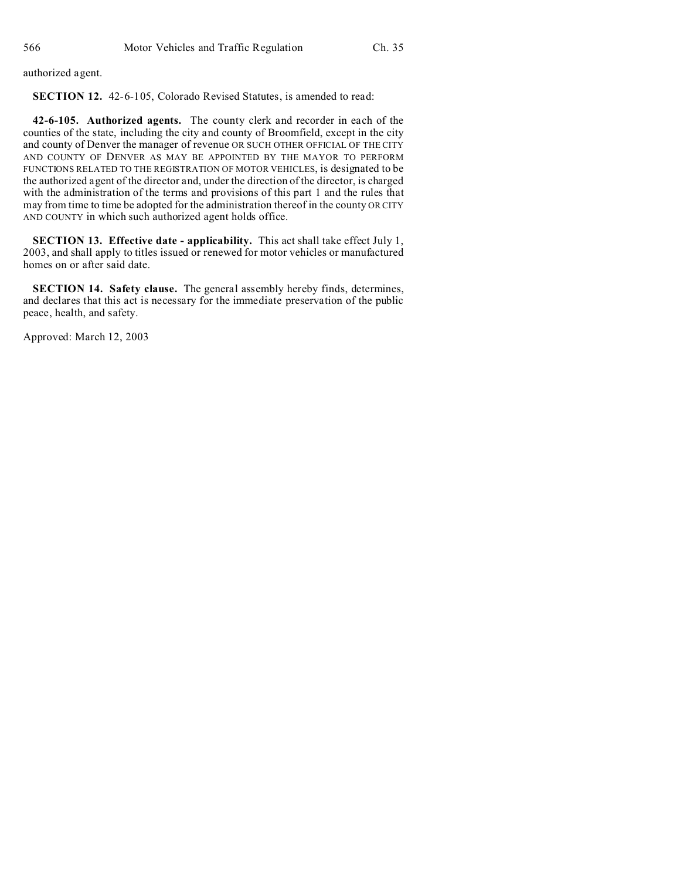authorized agent.

**SECTION 12.** 42-6-105, Colorado Revised Statutes, is amended to read:

**42-6-105. Authorized agents.** The county clerk and recorder in each of the counties of the state, including the city and county of Broomfield, except in the city and county of Denver the manager of revenue OR SUCH OTHER OFFICIAL OF THE CITY AND COUNTY OF DENVER AS MAY BE APPOINTED BY THE MAYOR TO PERFORM FUNCTIONS RELATED TO THE REGISTRATION OF MOTOR VEHICLES, is designated to be the authorized agent of the director and, under the direction of the director, is charged with the administration of the terms and provisions of this part 1 and the rules that may from time to time be adopted for the administration thereof in the county OR CITY AND COUNTY in which such authorized agent holds office.

**SECTION 13. Effective date - applicability.** This act shall take effect July 1, 2003, and shall apply to titles issued or renewed for motor vehicles or manufactured homes on or after said date.

**SECTION 14. Safety clause.** The general assembly hereby finds, determines, and declares that this act is necessary for the immediate preservation of the public peace, health, and safety.

Approved: March 12, 2003